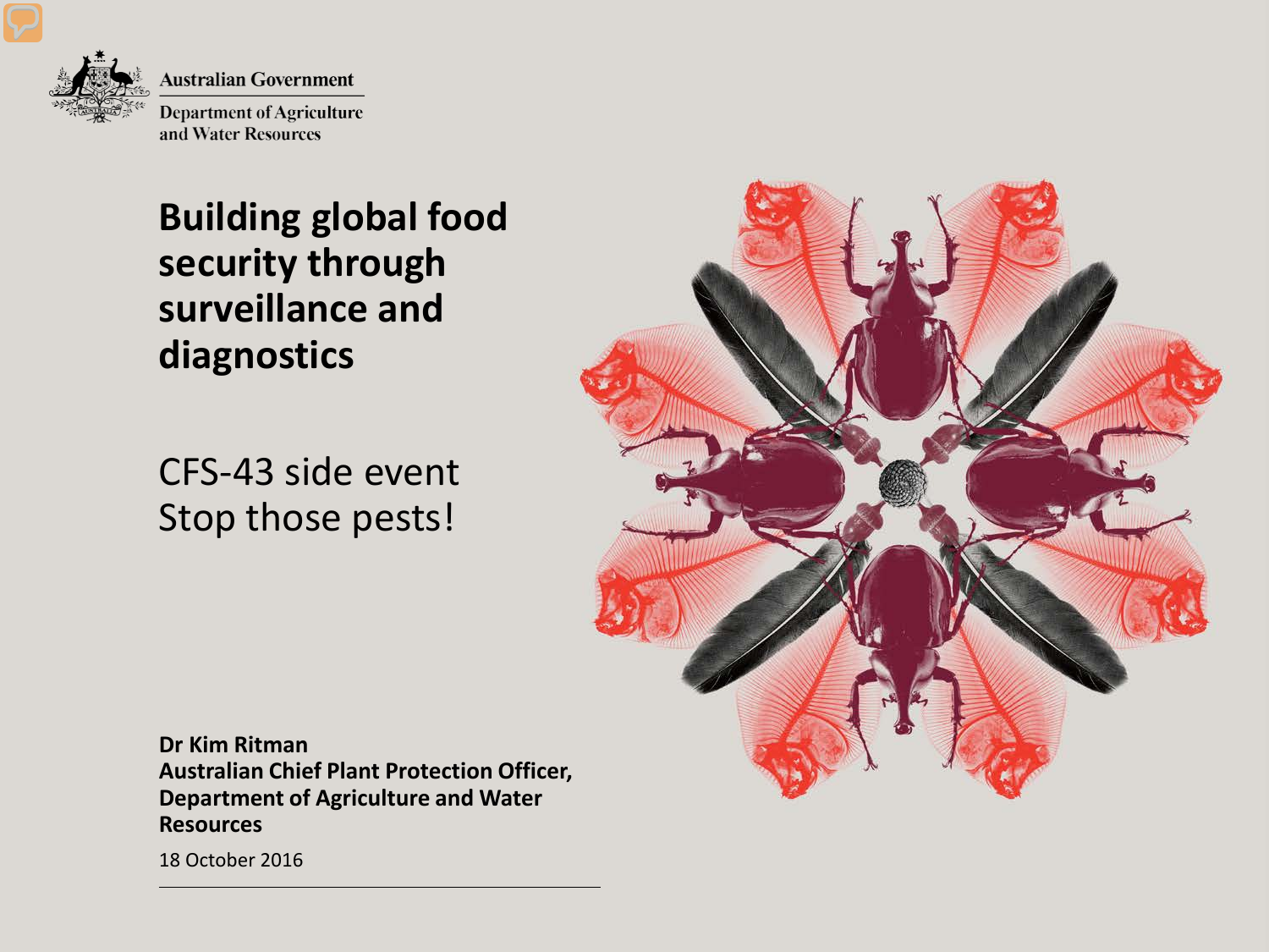Australian Government

Department of Agriculture and Water Resources

# Building global food security through surveillance and diagnostics

## CFS-43 side event
## Stop those pests!

**Dr Kim Ritman**
**Australian Chief Plant Protection Officer, Department of Agriculture and Water Resources**

18 October 2016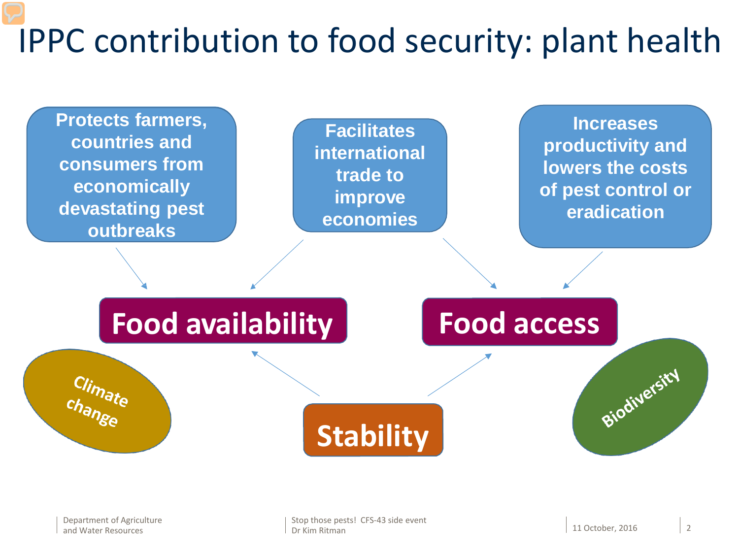# IPPC contribution to food security: plant health

**Protects farmers, countries and consumers from economically devastating pest outbreaks**

**Facilitates international trade to improve economies**

**Increases productivity and lowers the costs of pest control or eradication**

**Food availability**

**Food access**

**Climate change**

**Stability**

**Biodiversity**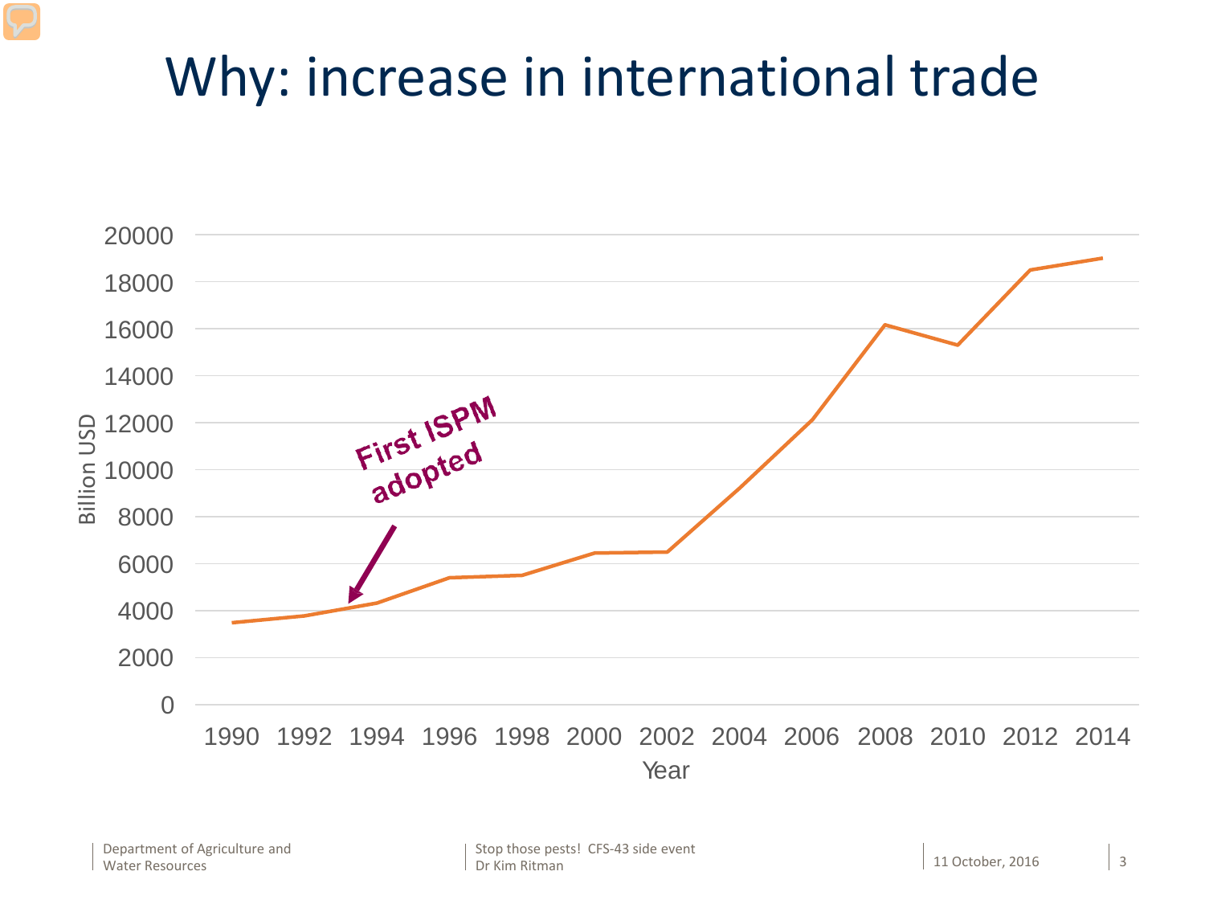# Why: increase in international trade

Billion USD

20000
18000
16000
14000
12000
10000
8000
6000
4000
2000
0

First ISPM adopted

1990 1992 1994 1996 1998 2000 2002 2004 2006 2008 2010 2012 2014

Year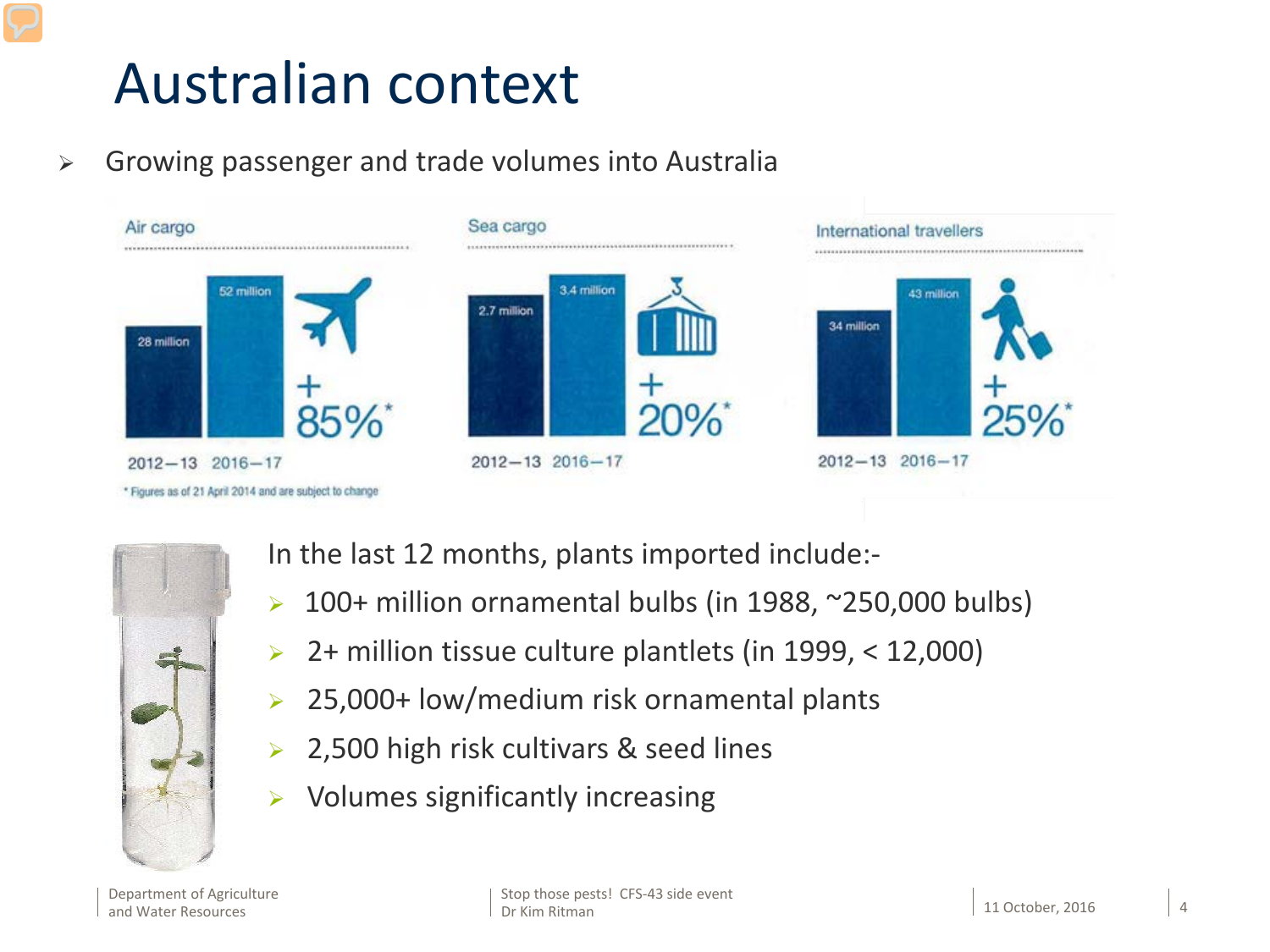# Australian context

- Growing passenger and trade volumes into Australia

| | 2012–13 | 2016–17 | Change |
|---|---|---|---|
| Air cargo | 28 million | 52 million | +85%* |
| Sea cargo | 2.7 million | 3.4 million | +20%* |
| International travellers | 34 million | 43 million | +25%* |

* Figures as of 21 April 2014 and are subject to change

In the last 12 months, plants imported include:-

- 100+ million ornamental bulbs (in 1988, ~250,000 bulbs)
- 2+ million tissue culture plantlets (in 1999, < 12,000)
- 25,000+ low/medium risk ornamental plants
- 2,500 high risk cultivars & seed lines
- Volumes significantly increasing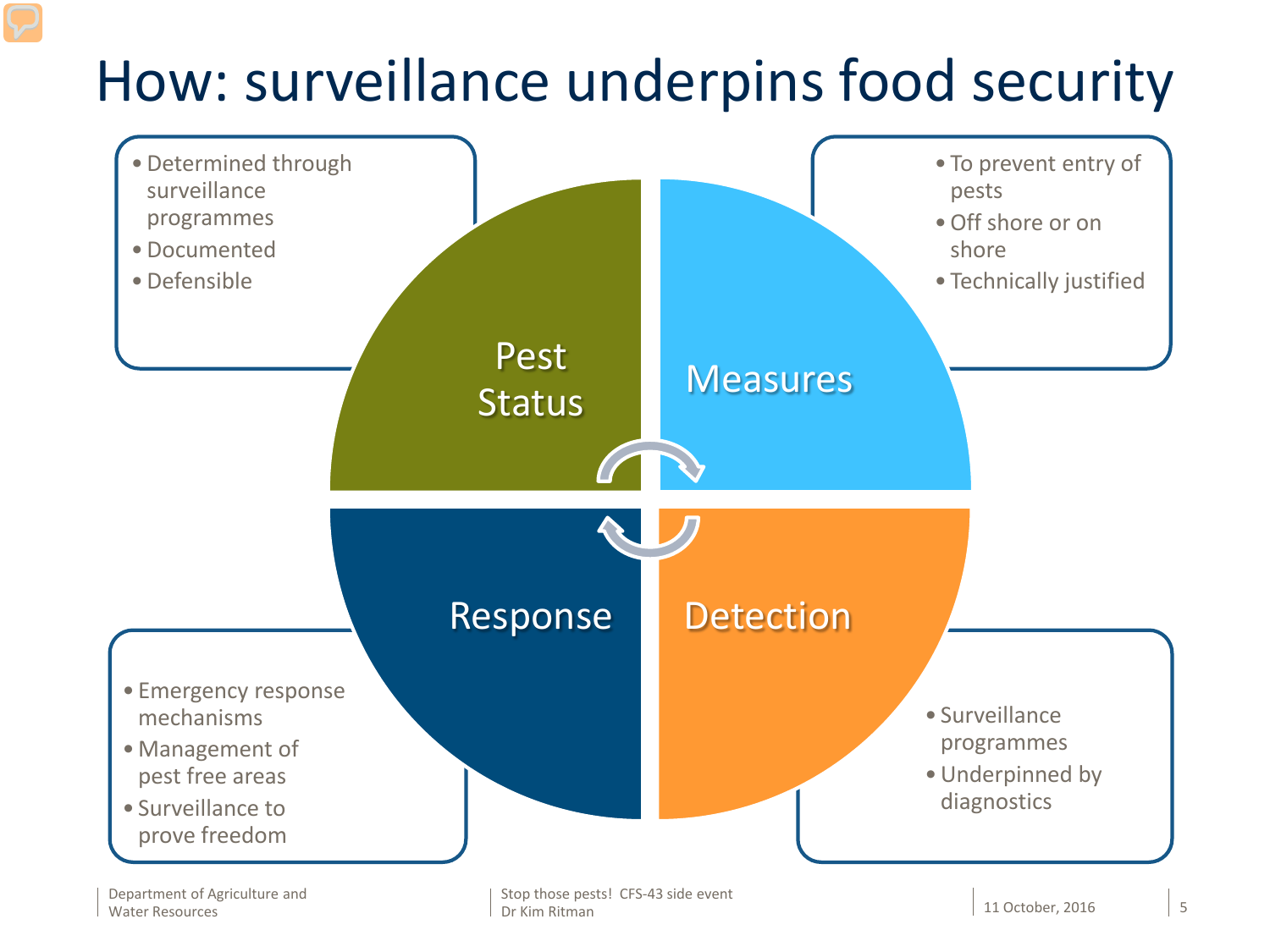# How: surveillance underpins food security

## Pest Status

- Determined through surveillance programmes
- Documented
- Defensible

## Measures

- To prevent entry of pests
- Off shore or on shore
- Technically justified

## Detection

- Surveillance programmes
- Underpinned by diagnostics

## Response

- Emergency response mechanisms
- Management of pest free areas
- Surveillance to prove freedom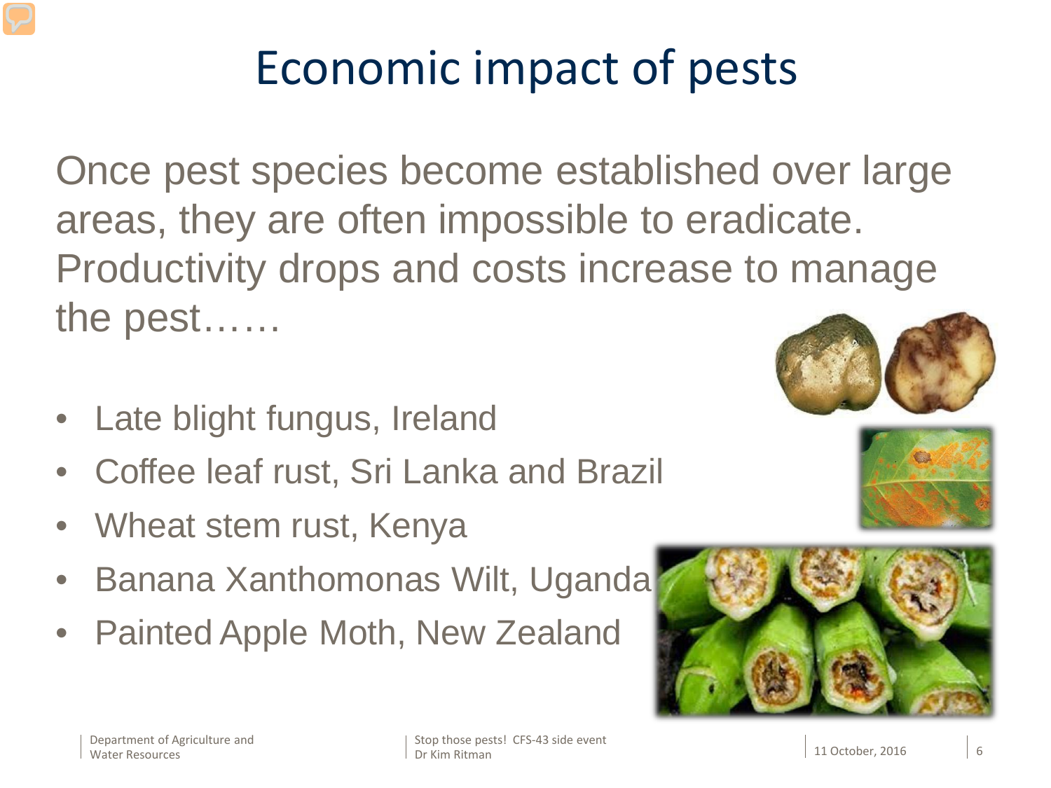# Economic impact of pests

Once pest species become established over large areas, they are often impossible to eradicate. Productivity drops and costs increase to manage the pest……

- Late blight fungus, Ireland
- Coffee leaf rust, Sri Lanka and Brazil
- Wheat stem rust, Kenya
- Banana Xanthomonas Wilt, Uganda
- Painted Apple Moth, New Zealand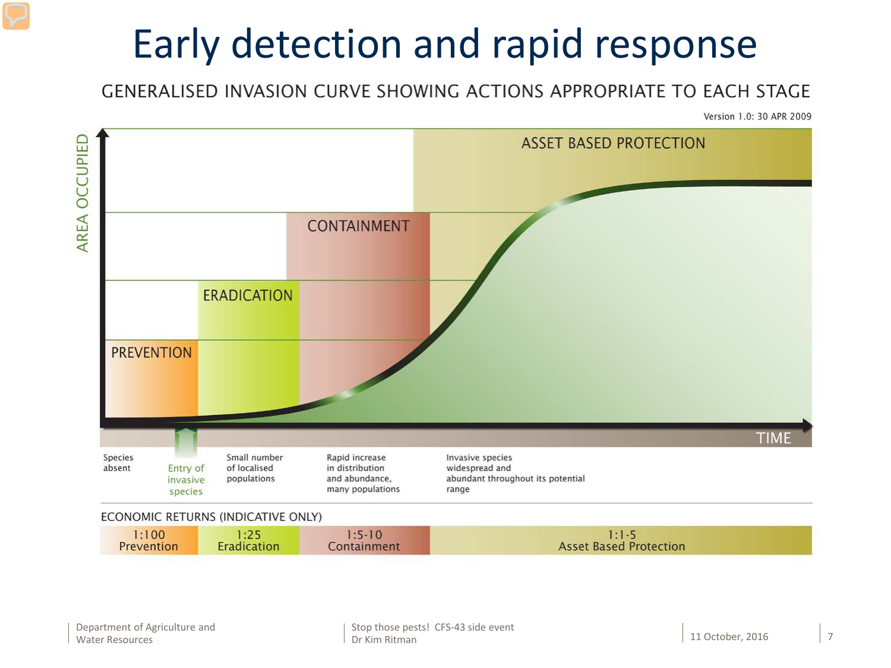# Early detection and rapid response

GENERALISED INVASION CURVE SHOWING ACTIONS APPROPRIATE TO EACH STAGE

Version 1.0: 30 APR 2009

AREA OCCUPIED

ASSET BASED PROTECTION

CONTAINMENT

ERADICATION

PREVENTION

TIME

Species absent

Entry of invasive species

Small number of localised populations

Rapid increase in distribution and abundance, many populations

Invasive species widespread and abundant throughout its potential range

ECONOMIC RETURNS (INDICATIVE ONLY)

| 1:100 Prevention | 1:25 Eradication | 1:5-10 Containment | 1:1-5 Asset Based Protection |
| --- | --- | --- | --- |

Department of Agriculture and Water Resources

Stop those pests! CFS-43 side event
Dr Kim Ritman

11 October, 2016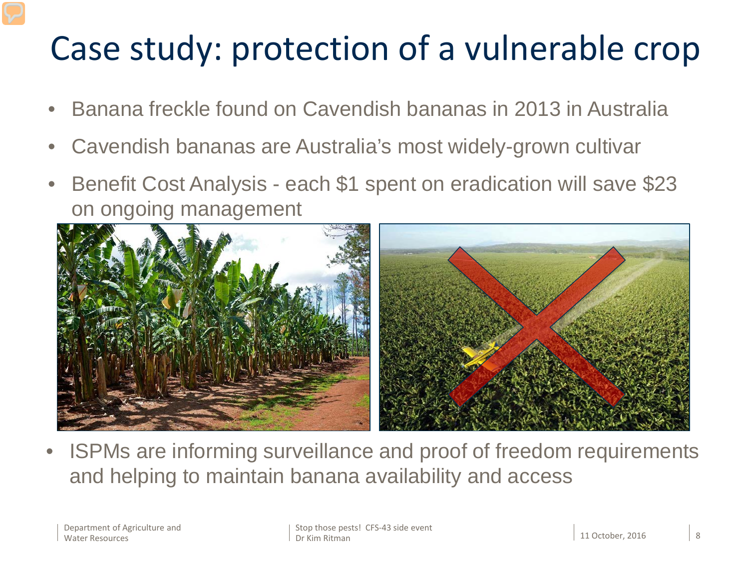# Case study: protection of a vulnerable crop

- Banana freckle found on Cavendish bananas in 2013 in Australia
- Cavendish bananas are Australia's most widely-grown cultivar
- Benefit Cost Analysis - each $1 spent on eradication will save $23 on ongoing management

- ISPMs are informing surveillance and proof of freedom requirements and helping to maintain banana availability and access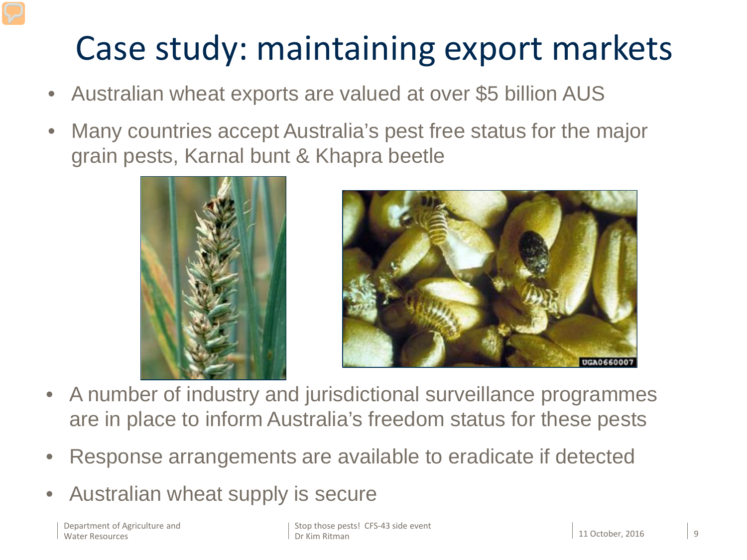# Case study: maintaining export markets

- Australian wheat exports are valued at over $5 billion AUS
- Many countries accept Australia's pest free status for the major grain pests, Karnal bunt & Khapra beetle

- A number of industry and jurisdictional surveillance programmes are in place to inform Australia's freedom status for these pests
- Response arrangements are available to eradicate if detected
- Australian wheat supply is secure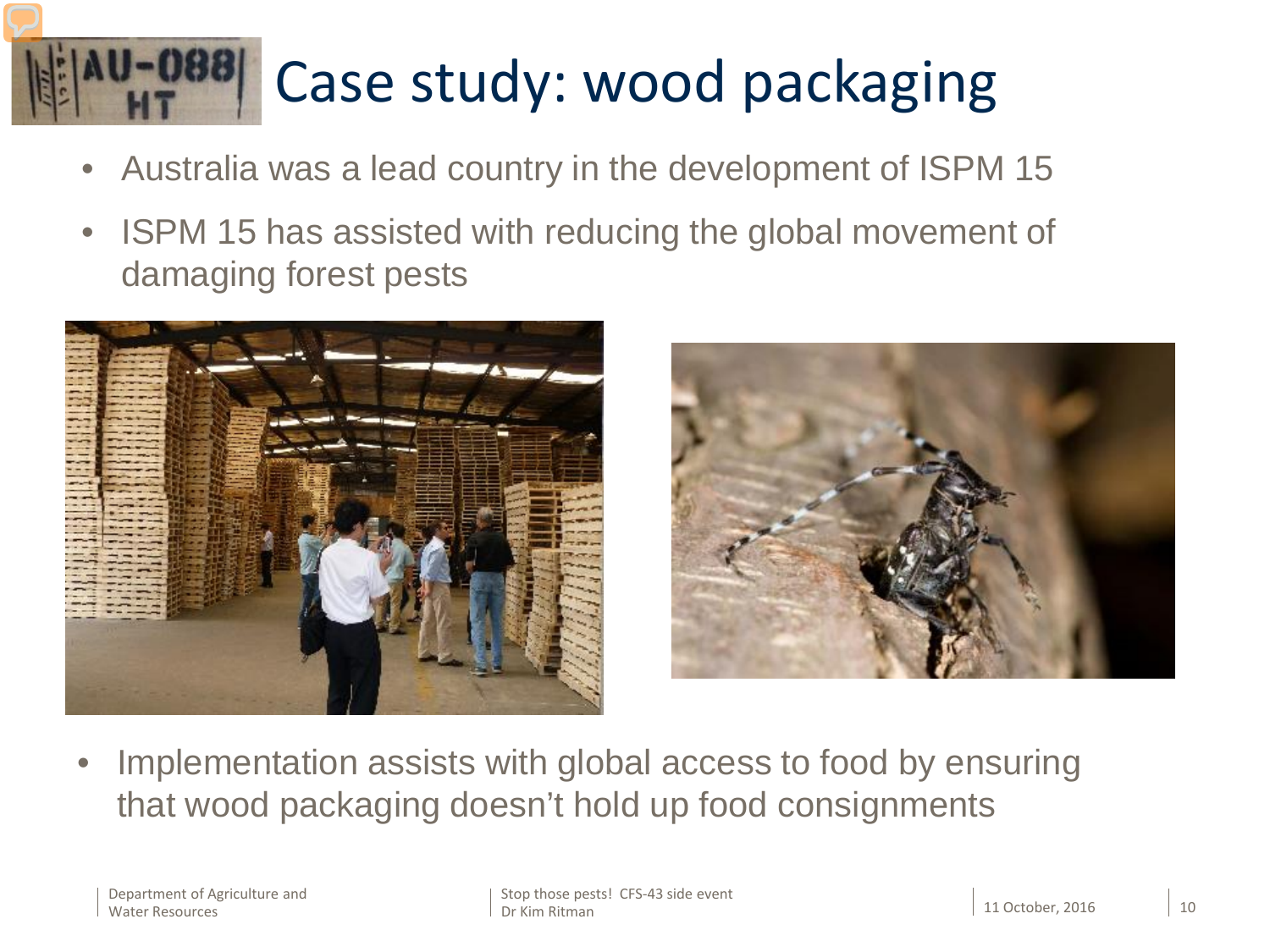# Case study: wood packaging

- Australia was a lead country in the development of ISPM 15
- ISPM 15 has assisted with reducing the global movement of damaging forest pests

- Implementation assists with global access to food by ensuring that wood packaging doesn't hold up food consignments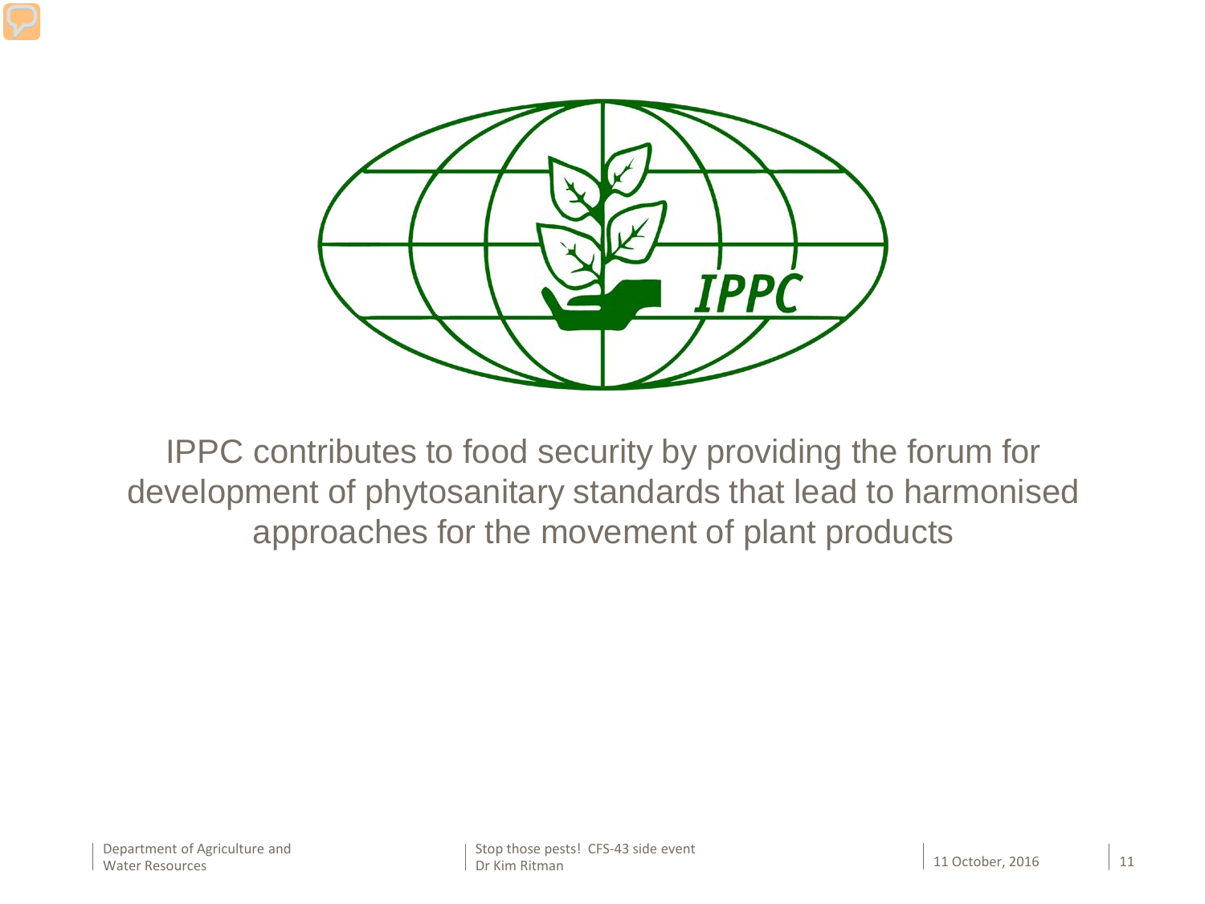IPPC contributes to food security by providing the forum for development of phytosanitary standards that lead to harmonised approaches for the movement of plant products